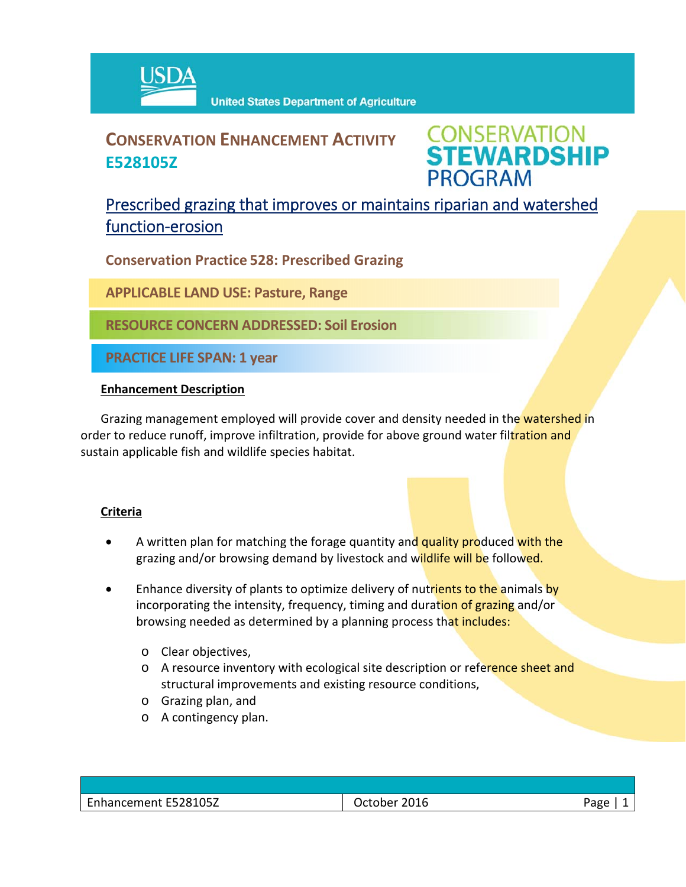USDA United States Department of Agriculture

# CONSERVATION ENHANCEMENT ACTIVITY E528105Z

CONSERVATION STEWARDSHIP PROGRAM

## Prescribed grazing that improves or maintains riparian and watershed function-erosion

**Conservation Practice 528: Prescribed Grazing**

**APPLICABLE LAND USE: Pasture, Range**

**RESOURCE CONCERN ADDRESSED: Soil Erosion**

**PRACTICE LIFE SPAN: 1 year**

### Enhancement Description

Grazing management employed will provide cover and density needed in the watershed in order to reduce runoff, improve infiltration, provide for above ground water filtration and sustain applicable fish and wildlife species habitat.

### Criteria

- A written plan for matching the forage quantity and quality produced with the grazing and/or browsing demand by livestock and wildlife will be followed.
- Enhance diversity of plants to optimize delivery of nutrients to the animals by incorporating the intensity, frequency, timing and duration of grazing and/or browsing needed as determined by a planning process that includes:
  - Clear objectives,
  - A resource inventory with ecological site description or reference sheet and structural improvements and existing resource conditions,
  - Grazing plan, and
  - A contingency plan.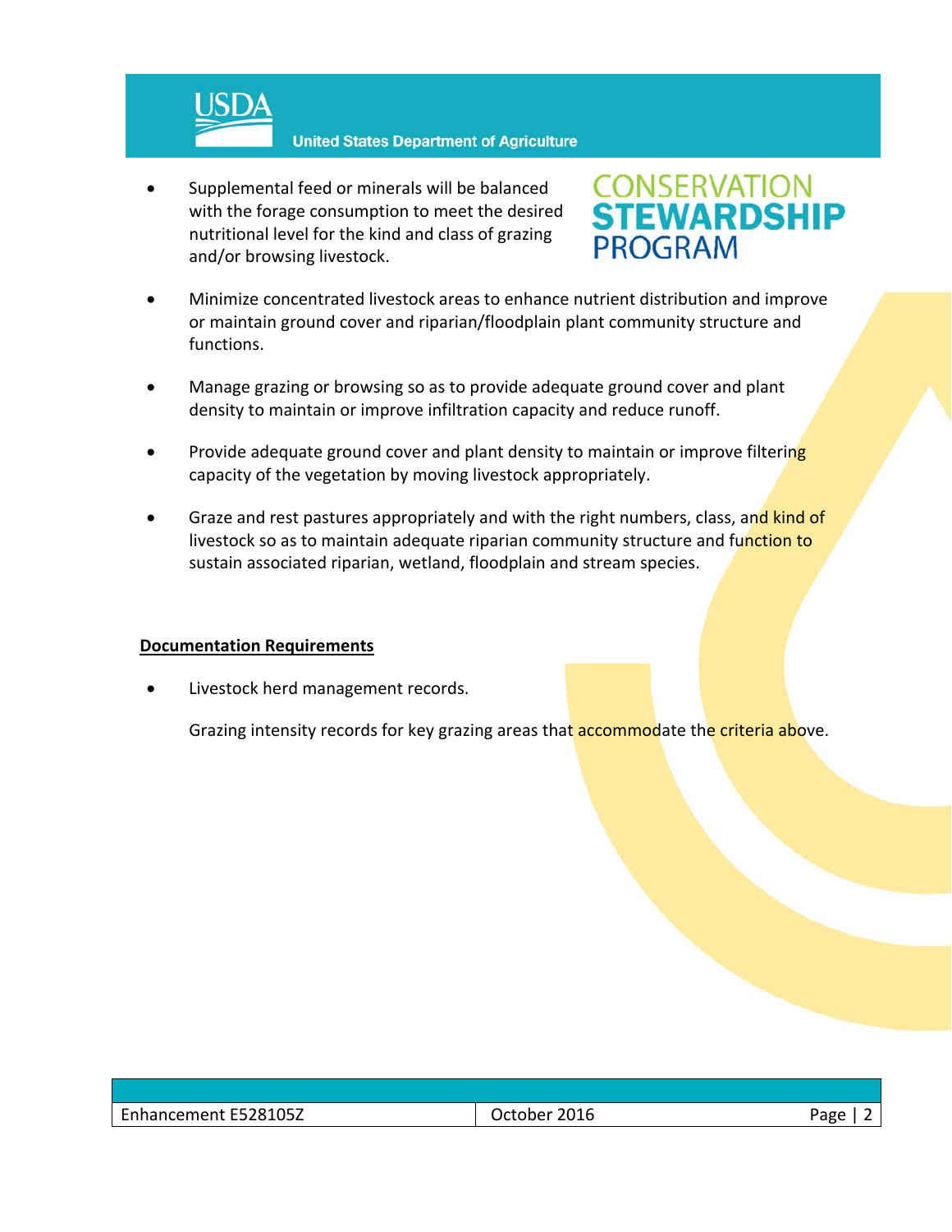- Supplemental feed or minerals will be balanced with the forage consumption to meet the desired nutritional level for the kind and class of grazing and/or browsing livestock.

- Minimize concentrated livestock areas to enhance nutrient distribution and improve or maintain ground cover and riparian/floodplain plant community structure and functions.

- Manage grazing or browsing so as to provide adequate ground cover and plant density to maintain or improve infiltration capacity and reduce runoff.

- Provide adequate ground cover and plant density to maintain or improve filtering capacity of the vegetation by moving livestock appropriately.

- Graze and rest pastures appropriately and with the right numbers, class, and kind of livestock so as to maintain adequate riparian community structure and function to sustain associated riparian, wetland, floodplain and stream species.

**Documentation Requirements**

- Livestock herd management records.

  Grazing intensity records for key grazing areas that accommodate the criteria above.